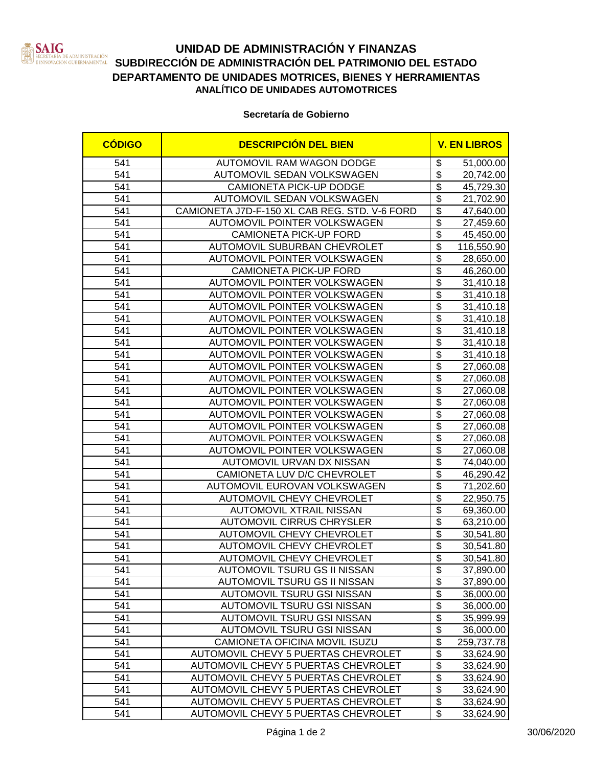# UNIDAD DE ADMINISTRACIÓN Y FINANZAS
## SUBDIRECCIÓN DE ADMINISTRACIÓN DEL PATRIMONIO DEL ESTADO
## DEPARTAMENTO DE UNIDADES MOTRICES, BIENES Y HERRAMIENTAS
### ANALÍTICO DE UNIDADES AUTOMOTRICES

**Secretaría de Gobierno**

| CÓDIGO | DESCRIPCIÓN DEL BIEN | V. EN LIBROS |
|---|---|---|
| 541 | AUTOMOVIL RAM WAGON DODGE | $ 51,000.00 |
| 541 | AUTOMOVIL SEDAN VOLKSWAGEN | $ 20,742.00 |
| 541 | CAMIONETA PICK-UP DODGE | $ 45,729.30 |
| 541 | AUTOMOVIL SEDAN VOLKSWAGEN | $ 21,702.90 |
| 541 | CAMIONETA J7D-F-150 XL CAB REG. STD. V-6 FORD | $ 47,640.00 |
| 541 | AUTOMOVIL POINTER VOLKSWAGEN | $ 27,459.60 |
| 541 | CAMIONETA PICK-UP FORD | $ 45,450.00 |
| 541 | AUTOMOVIL SUBURBAN CHEVROLET | $ 116,550.90 |
| 541 | AUTOMOVIL POINTER VOLKSWAGEN | $ 28,650.00 |
| 541 | CAMIONETA PICK-UP FORD | $ 46,260.00 |
| 541 | AUTOMOVIL POINTER VOLKSWAGEN | $ 31,410.18 |
| 541 | AUTOMOVIL POINTER VOLKSWAGEN | $ 31,410.18 |
| 541 | AUTOMOVIL POINTER VOLKSWAGEN | $ 31,410.18 |
| 541 | AUTOMOVIL POINTER VOLKSWAGEN | $ 31,410.18 |
| 541 | AUTOMOVIL POINTER VOLKSWAGEN | $ 31,410.18 |
| 541 | AUTOMOVIL POINTER VOLKSWAGEN | $ 31,410.18 |
| 541 | AUTOMOVIL POINTER VOLKSWAGEN | $ 31,410.18 |
| 541 | AUTOMOVIL POINTER VOLKSWAGEN | $ 27,060.08 |
| 541 | AUTOMOVIL POINTER VOLKSWAGEN | $ 27,060.08 |
| 541 | AUTOMOVIL POINTER VOLKSWAGEN | $ 27,060.08 |
| 541 | AUTOMOVIL POINTER VOLKSWAGEN | $ 27,060.08 |
| 541 | AUTOMOVIL POINTER VOLKSWAGEN | $ 27,060.08 |
| 541 | AUTOMOVIL POINTER VOLKSWAGEN | $ 27,060.08 |
| 541 | AUTOMOVIL POINTER VOLKSWAGEN | $ 27,060.08 |
| 541 | AUTOMOVIL POINTER VOLKSWAGEN | $ 27,060.08 |
| 541 | AUTOMOVIL URVAN DX NISSAN | $ 74,040.00 |
| 541 | CAMIONETA LUV D/C CHEVROLET | $ 46,290.42 |
| 541 | AUTOMOVIL EUROVAN VOLKSWAGEN | $ 71,202.60 |
| 541 | AUTOMOVIL CHEVY CHEVROLET | $ 22,950.75 |
| 541 | AUTOMOVIL XTRAIL NISSAN | $ 69,360.00 |
| 541 | AUTOMOVIL CIRRUS CHRYSLER | $ 63,210.00 |
| 541 | AUTOMOVIL CHEVY CHEVROLET | $ 30,541.80 |
| 541 | AUTOMOVIL CHEVY CHEVROLET | $ 30,541.80 |
| 541 | AUTOMOVIL CHEVY CHEVROLET | $ 30,541.80 |
| 541 | AUTOMOVIL TSURU GS II NISSAN | $ 37,890.00 |
| 541 | AUTOMOVIL TSURU GS II NISSAN | $ 37,890.00 |
| 541 | AUTOMOVIL TSURU GSI NISSAN | $ 36,000.00 |
| 541 | AUTOMOVIL TSURU GSI NISSAN | $ 36,000.00 |
| 541 | AUTOMOVIL TSURU GSI NISSAN | $ 35,999.99 |
| 541 | AUTOMOVIL TSURU GSI NISSAN | $ 36,000.00 |
| 541 | CAMIONETA OFICINA MOVIL ISUZU | $ 259,737.78 |
| 541 | AUTOMOVIL CHEVY 5 PUERTAS CHEVROLET | $ 33,624.90 |
| 541 | AUTOMOVIL CHEVY 5 PUERTAS CHEVROLET | $ 33,624.90 |
| 541 | AUTOMOVIL CHEVY 5 PUERTAS CHEVROLET | $ 33,624.90 |
| 541 | AUTOMOVIL CHEVY 5 PUERTAS CHEVROLET | $ 33,624.90 |
| 541 | AUTOMOVIL CHEVY 5 PUERTAS CHEVROLET | $ 33,624.90 |
| 541 | AUTOMOVIL CHEVY 5 PUERTAS CHEVROLET | $ 33,624.90 |

30/06/2020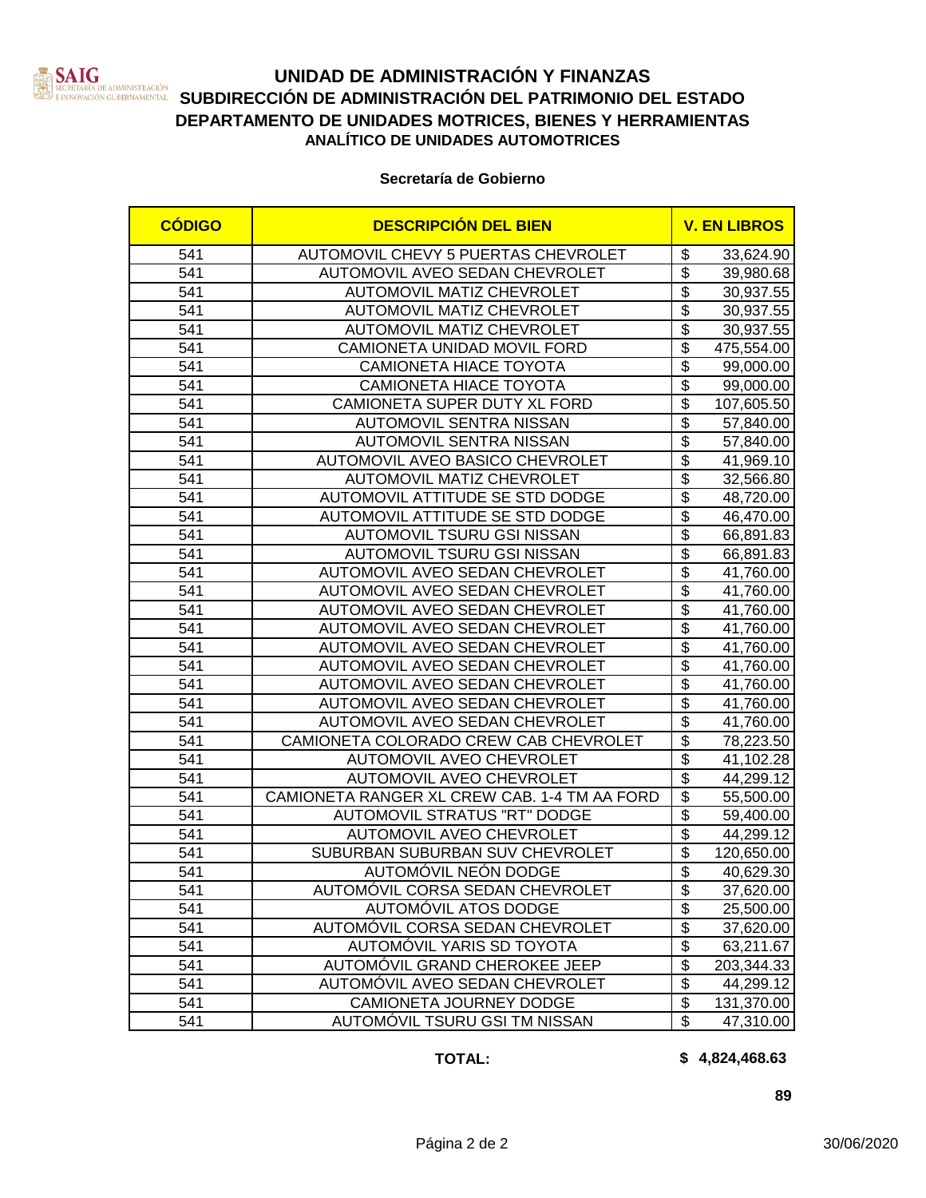# UNIDAD DE ADMINISTRACIÓN Y FINANZAS
## SUBDIRECCIÓN DE ADMINISTRACIÓN DEL PATRIMONIO DEL ESTADO
## DEPARTAMENTO DE UNIDADES MOTRICES, BIENES Y HERRAMIENTAS
### ANALÍTICO DE UNIDADES AUTOMOTRICES

**Secretaría de Gobierno**

| CÓDIGO | DESCRIPCIÓN DEL BIEN | V. EN LIBROS |
|---|---|---|
| 541 | AUTOMOVIL CHEVY 5 PUERTAS CHEVROLET | $ 33,624.90 |
| 541 | AUTOMOVIL AVEO SEDAN CHEVROLET | $ 39,980.68 |
| 541 | AUTOMOVIL MATIZ CHEVROLET | $ 30,937.55 |
| 541 | AUTOMOVIL MATIZ CHEVROLET | $ 30,937.55 |
| 541 | AUTOMOVIL MATIZ CHEVROLET | $ 30,937.55 |
| 541 | CAMIONETA UNIDAD MOVIL FORD | $ 475,554.00 |
| 541 | CAMIONETA HIACE TOYOTA | $ 99,000.00 |
| 541 | CAMIONETA HIACE TOYOTA | $ 99,000.00 |
| 541 | CAMIONETA SUPER DUTY XL FORD | $ 107,605.50 |
| 541 | AUTOMOVIL SENTRA NISSAN | $ 57,840.00 |
| 541 | AUTOMOVIL SENTRA NISSAN | $ 57,840.00 |
| 541 | AUTOMOVIL AVEO BASICO CHEVROLET | $ 41,969.10 |
| 541 | AUTOMOVIL MATIZ CHEVROLET | $ 32,566.80 |
| 541 | AUTOMOVIL ATTITUDE SE STD DODGE | $ 48,720.00 |
| 541 | AUTOMOVIL ATTITUDE SE STD DODGE | $ 46,470.00 |
| 541 | AUTOMOVIL TSURU GSI NISSAN | $ 66,891.83 |
| 541 | AUTOMOVIL TSURU GSI NISSAN | $ 66,891.83 |
| 541 | AUTOMOVIL AVEO SEDAN CHEVROLET | $ 41,760.00 |
| 541 | AUTOMOVIL AVEO SEDAN CHEVROLET | $ 41,760.00 |
| 541 | AUTOMOVIL AVEO SEDAN CHEVROLET | $ 41,760.00 |
| 541 | AUTOMOVIL AVEO SEDAN CHEVROLET | $ 41,760.00 |
| 541 | AUTOMOVIL AVEO SEDAN CHEVROLET | $ 41,760.00 |
| 541 | AUTOMOVIL AVEO SEDAN CHEVROLET | $ 41,760.00 |
| 541 | AUTOMOVIL AVEO SEDAN CHEVROLET | $ 41,760.00 |
| 541 | AUTOMOVIL AVEO SEDAN CHEVROLET | $ 41,760.00 |
| 541 | AUTOMOVIL AVEO SEDAN CHEVROLET | $ 41,760.00 |
| 541 | CAMIONETA COLORADO CREW CAB CHEVROLET | $ 78,223.50 |
| 541 | AUTOMOVIL AVEO CHEVROLET | $ 41,102.28 |
| 541 | AUTOMOVIL AVEO CHEVROLET | $ 44,299.12 |
| 541 | CAMIONETA RANGER XL CREW CAB. 1-4 TM AA FORD | $ 55,500.00 |
| 541 | AUTOMOVIL STRATUS "RT" DODGE | $ 59,400.00 |
| 541 | AUTOMOVIL AVEO CHEVROLET | $ 44,299.12 |
| 541 | SUBURBAN SUBURBAN SUV CHEVROLET | $ 120,650.00 |
| 541 | AUTOMÓVIL NEÓN DODGE | $ 40,629.30 |
| 541 | AUTOMÓVIL CORSA SEDAN CHEVROLET | $ 37,620.00 |
| 541 | AUTOMÓVIL ATOS DODGE | $ 25,500.00 |
| 541 | AUTOMÓVIL CORSA SEDAN CHEVROLET | $ 37,620.00 |
| 541 | AUTOMÓVIL YARIS SD TOYOTA | $ 63,211.67 |
| 541 | AUTOMÓVIL GRAND CHEROKEE JEEP | $ 203,344.33 |
| 541 | AUTOMÓVIL AVEO SEDAN CHEVROLET | $ 44,299.12 |
| 541 | CAMIONETA JOURNEY DODGE | $ 131,370.00 |
| 541 | AUTOMÓVIL TSURU GSI TM NISSAN | $ 47,310.00 |

**TOTAL:** **$ 4,824,468.63**

**89**

30/06/2020